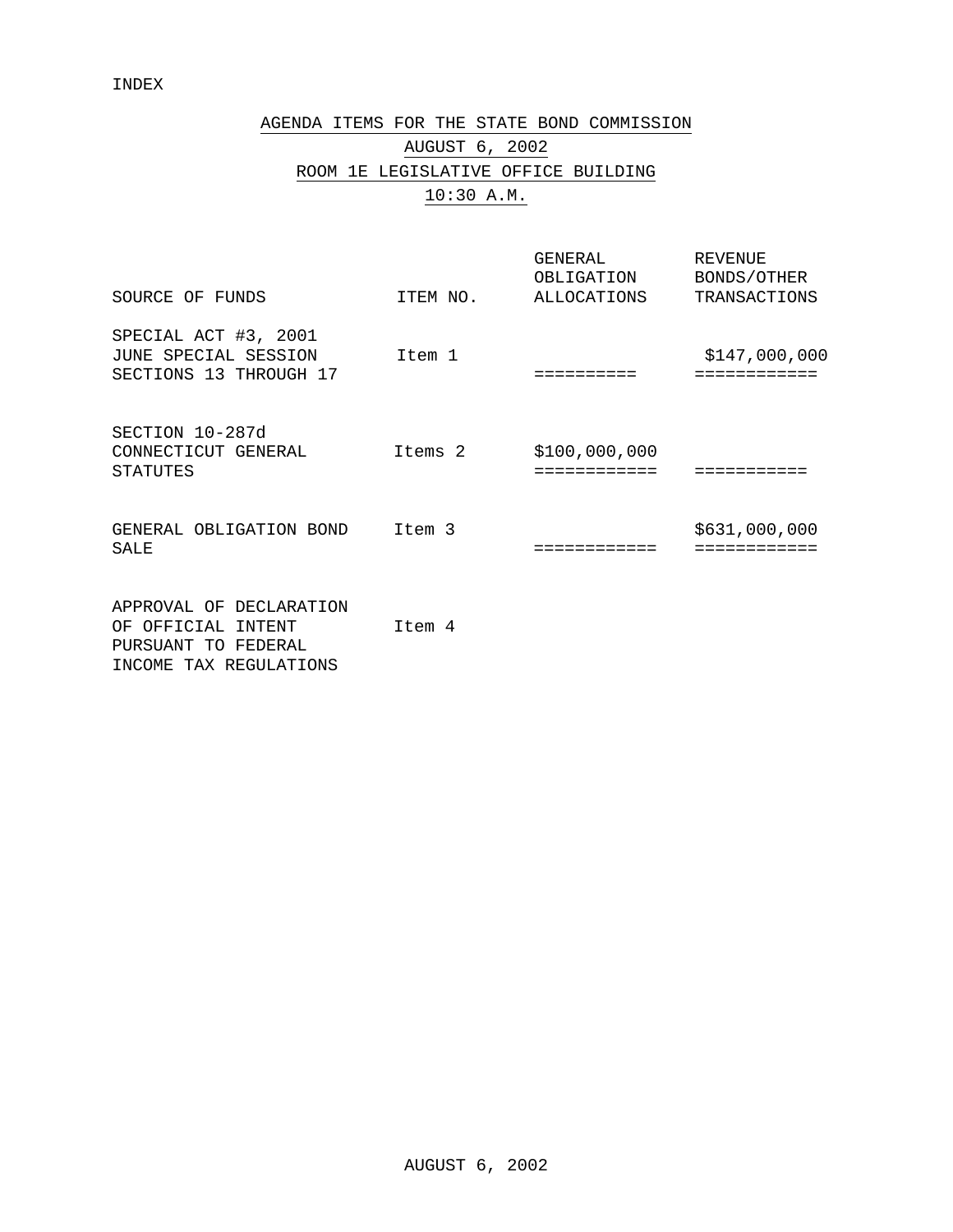INDEX

# AGENDA ITEMS FOR THE STATE BOND COMMISSION

## AUGUST 6, 2002

## ROOM 1E LEGISLATIVE OFFICE BUILDING

## 10:30 A.M.

| SOURCE OF FUNDS | ITEM NO. | GENERAL OBLIGATION ALLOCATIONS | REVENUE BONDS/OTHER TRANSACTIONS |
|---|---|---|---|
| SPECIAL ACT #3, 2001 JUNE SPECIAL SESSION SECTIONS 13 THROUGH 17 | Item 1 | ========== | $147,000,000 ============ |
| SECTION 10-287d CONNECTICUT GENERAL STATUTES | Items 2 | $100,000,000 ============ | =========== |
| GENERAL OBLIGATION BOND SALE | Item 3 | ============ | $631,000,000 ============ |
| APPROVAL OF DECLARATION OF OFFICIAL INTENT PURSUANT TO FEDERAL INCOME TAX REGULATIONS | Item 4 | | |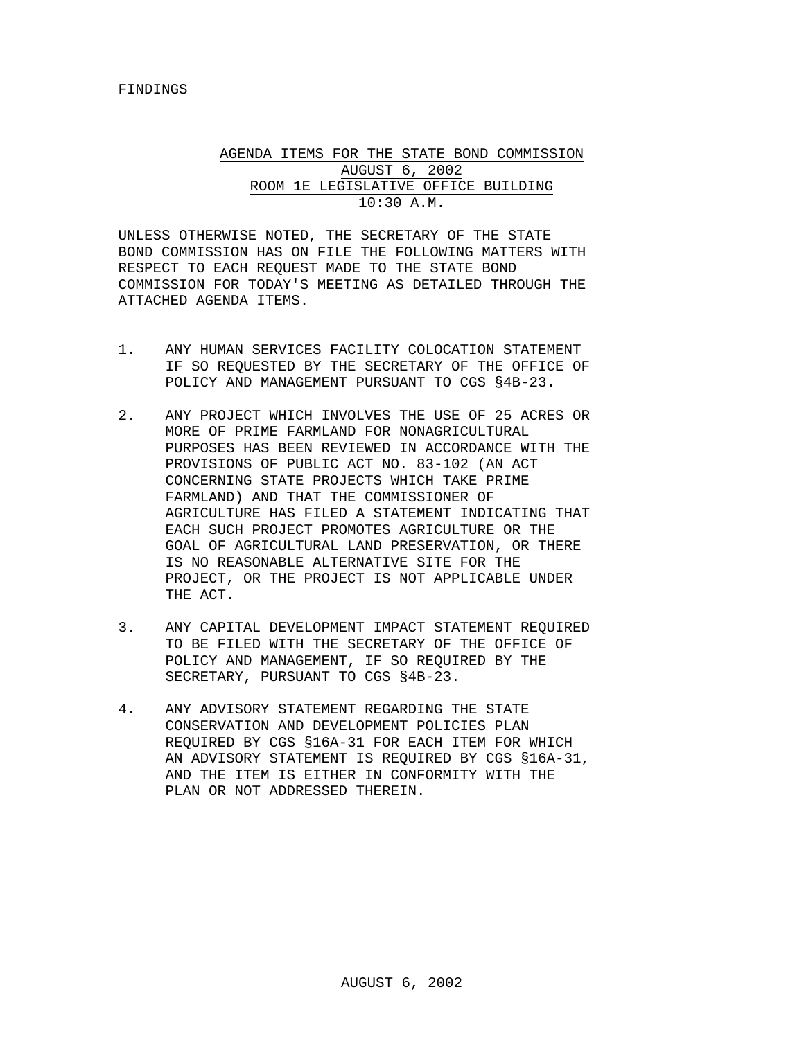FINDINGS

AGENDA ITEMS FOR THE STATE BOND COMMISSION
AUGUST 6, 2002
ROOM 1E LEGISLATIVE OFFICE BUILDING
10:30 A.M.

UNLESS OTHERWISE NOTED, THE SECRETARY OF THE STATE BOND COMMISSION HAS ON FILE THE FOLLOWING MATTERS WITH RESPECT TO EACH REQUEST MADE TO THE STATE BOND COMMISSION FOR TODAY'S MEETING AS DETAILED THROUGH THE ATTACHED AGENDA ITEMS.

1. ANY HUMAN SERVICES FACILITY COLOCATION STATEMENT IF SO REQUESTED BY THE SECRETARY OF THE OFFICE OF POLICY AND MANAGEMENT PURSUANT TO CGS §4B-23.

2. ANY PROJECT WHICH INVOLVES THE USE OF 25 ACRES OR MORE OF PRIME FARMLAND FOR NONAGRICULTURAL PURPOSES HAS BEEN REVIEWED IN ACCORDANCE WITH THE PROVISIONS OF PUBLIC ACT NO. 83-102 (AN ACT CONCERNING STATE PROJECTS WHICH TAKE PRIME FARMLAND) AND THAT THE COMMISSIONER OF AGRICULTURE HAS FILED A STATEMENT INDICATING THAT EACH SUCH PROJECT PROMOTES AGRICULTURE OR THE GOAL OF AGRICULTURAL LAND PRESERVATION, OR THERE IS NO REASONABLE ALTERNATIVE SITE FOR THE PROJECT, OR THE PROJECT IS NOT APPLICABLE UNDER THE ACT.

3. ANY CAPITAL DEVELOPMENT IMPACT STATEMENT REQUIRED TO BE FILED WITH THE SECRETARY OF THE OFFICE OF POLICY AND MANAGEMENT, IF SO REQUIRED BY THE SECRETARY, PURSUANT TO CGS §4B-23.

4. ANY ADVISORY STATEMENT REGARDING THE STATE CONSERVATION AND DEVELOPMENT POLICIES PLAN REQUIRED BY CGS §16A-31 FOR EACH ITEM FOR WHICH AN ADVISORY STATEMENT IS REQUIRED BY CGS §16A-31, AND THE ITEM IS EITHER IN CONFORMITY WITH THE PLAN OR NOT ADDRESSED THEREIN.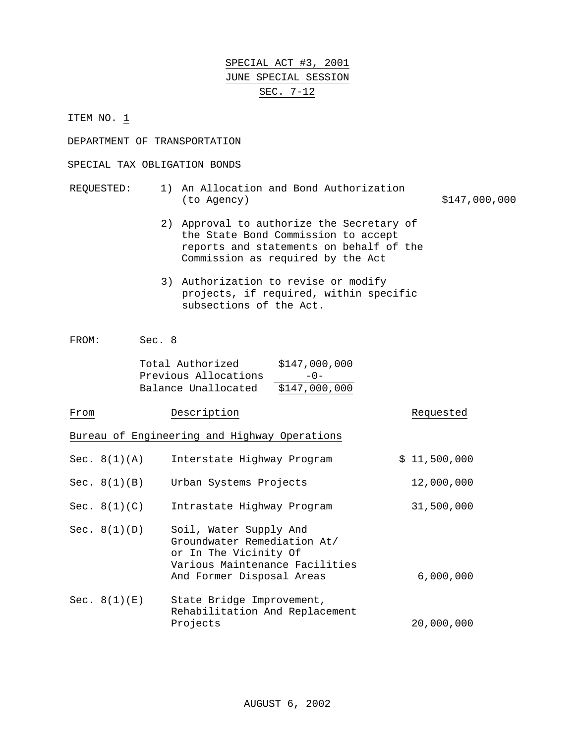SPECIAL ACT #3, 2001

JUNE SPECIAL SESSION

SEC. 7-12

ITEM NO. 1

DEPARTMENT OF TRANSPORTATION

SPECIAL TAX OBLIGATION BONDS

REQUESTED:

1) An Allocation and Bond Authorization (to Agency) $147,000,000

2) Approval to authorize the Secretary of the State Bond Commission to accept reports and statements on behalf of the Commission as required by the Act

3) Authorization to revise or modify projects, if required, within specific subsections of the Act.

FROM: Sec. 8

| | |
|---|---|
| Total Authorized | $147,000,000 |
| Previous Allocations | -0- |
| Balance Unallocated | $147,000,000 |

| From | Description | Requested |
|---|---|---|
| Bureau of Engineering and Highway Operations | | |
| Sec. 8(1)(A) | Interstate Highway Program | $ 11,500,000 |
| Sec. 8(1)(B) | Urban Systems Projects | 12,000,000 |
| Sec. 8(1)(C) | Intrastate Highway Program | 31,500,000 |
| Sec. 8(1)(D) | Soil, Water Supply And Groundwater Remediation At/ or In The Vicinity Of Various Maintenance Facilities And Former Disposal Areas | 6,000,000 |
| Sec. 8(1)(E) | State Bridge Improvement, Rehabilitation And Replacement Projects | 20,000,000 |

AUGUST 6, 2002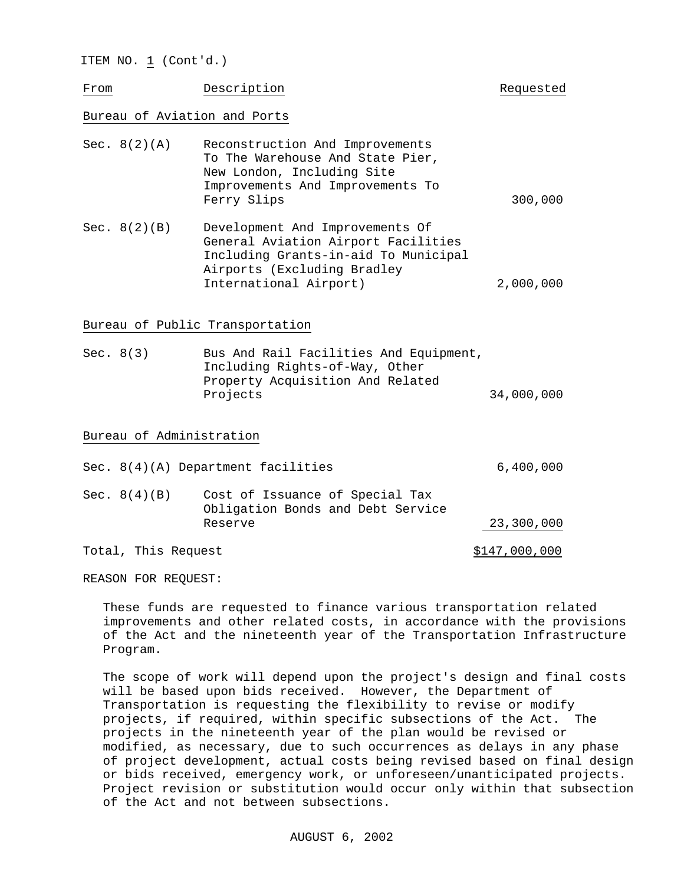ITEM NO. 1 (Cont'd.)

| From | Description | Requested |
|---|---|---|
| **Bureau of Aviation and Ports** | | |
| Sec. 8(2)(A) | Reconstruction And Improvements To The Warehouse And State Pier, New London, Including Site Improvements And Improvements To Ferry Slips | 300,000 |
| Sec. 8(2)(B) | Development And Improvements Of General Aviation Airport Facilities Including Grants-in-aid To Municipal Airports (Excluding Bradley International Airport) | 2,000,000 |
| **Bureau of Public Transportation** | | |
| Sec. 8(3) | Bus And Rail Facilities And Equipment, Including Rights-of-Way, Other Property Acquisition And Related Projects | 34,000,000 |
| **Bureau of Administration** | | |
| Sec. 8(4)(A) | Department facilities | 6,400,000 |
| Sec. 8(4)(B) | Cost of Issuance of Special Tax Obligation Bonds and Debt Service Reserve | 23,300,000 |
| Total, This Request | | $147,000,000 |

REASON FOR REQUEST:

These funds are requested to finance various transportation related improvements and other related costs, in accordance with the provisions of the Act and the nineteenth year of the Transportation Infrastructure Program.

The scope of work will depend upon the project's design and final costs will be based upon bids received. However, the Department of Transportation is requesting the flexibility to revise or modify projects, if required, within specific subsections of the Act. The projects in the nineteenth year of the plan would be revised or modified, as necessary, due to such occurrences as delays in any phase of project development, actual costs being revised based on final design or bids received, emergency work, or unforeseen/unanticipated projects. Project revision or substitution would occur only within that subsection of the Act and not between subsections.

AUGUST 6, 2002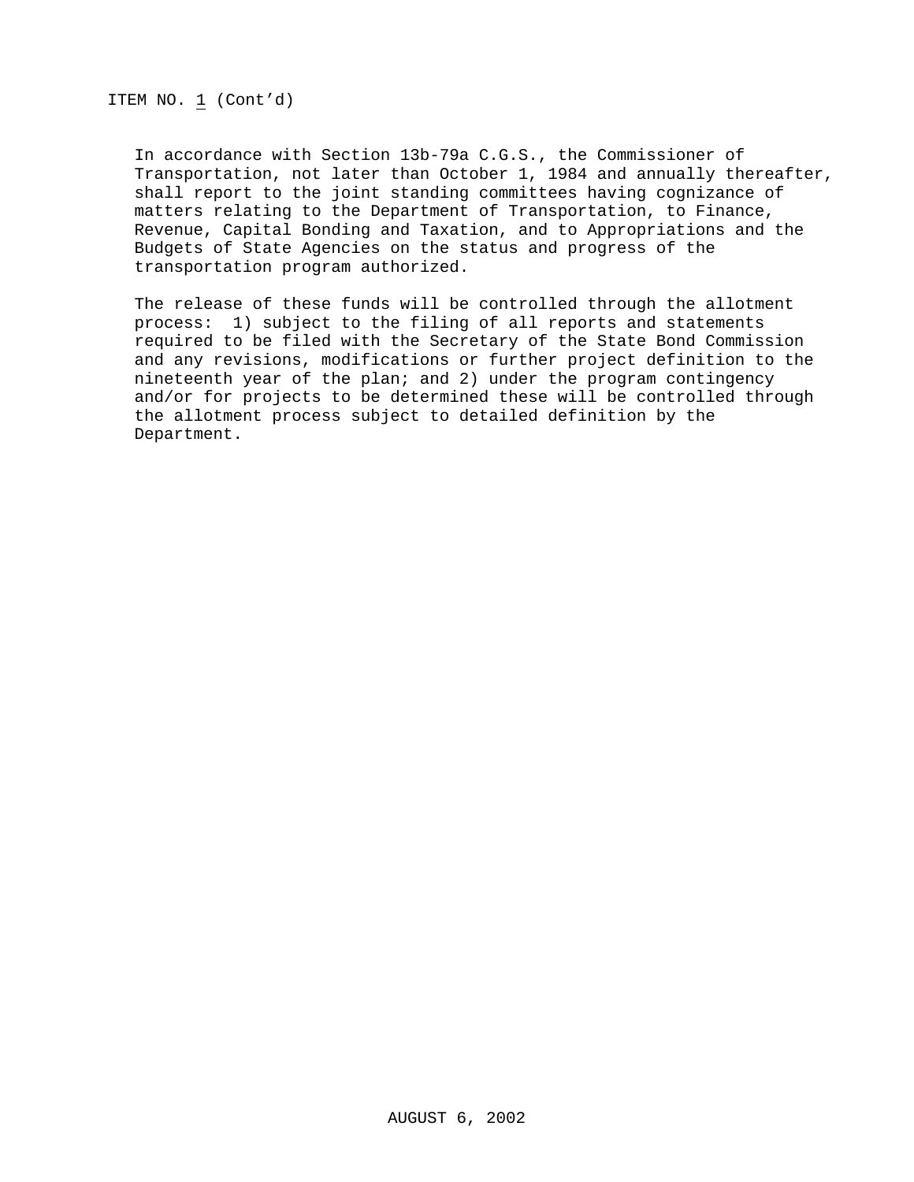ITEM NO. 1 (Cont'd)

In accordance with Section 13b-79a C.G.S., the Commissioner of Transportation, not later than October 1, 1984 and annually thereafter, shall report to the joint standing committees having cognizance of matters relating to the Department of Transportation, to Finance, Revenue, Capital Bonding and Taxation, and to Appropriations and the Budgets of State Agencies on the status and progress of the transportation program authorized.

The release of these funds will be controlled through the allotment process: 1) subject to the filing of all reports and statements required to be filed with the Secretary of the State Bond Commission and any revisions, modifications or further project definition to the nineteenth year of the plan; and 2) under the program contingency and/or for projects to be determined these will be controlled through the allotment process subject to detailed definition by the Department.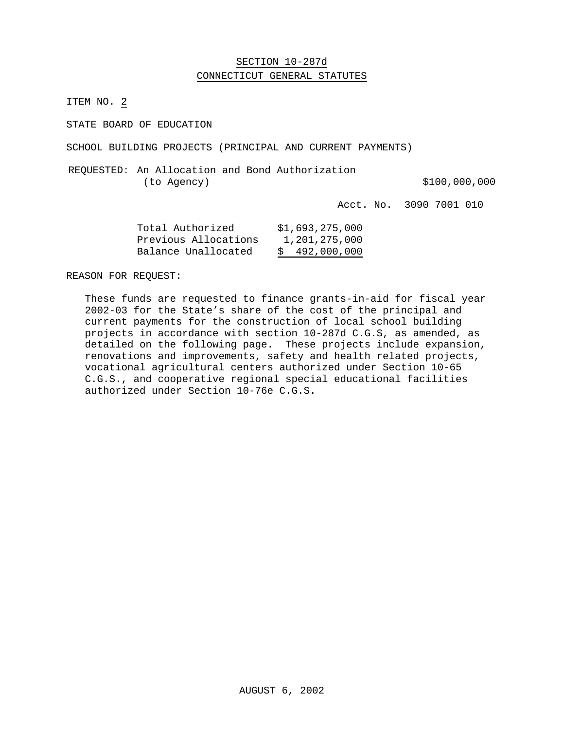SECTION 10-287d
CONNECTICUT GENERAL STATUTES

ITEM NO. 2

STATE BOARD OF EDUCATION

SCHOOL BUILDING PROJECTS (PRINCIPAL AND CURRENT PAYMENTS)

REQUESTED: An Allocation and Bond Authorization (to Agency) $100,000,000

Acct. No. 3090 7001 010

| | |
|---|---|
| Total Authorized | $1,693,275,000 |
| Previous Allocations | 1,201,275,000 |
| Balance Unallocated | $ 492,000,000 |

REASON FOR REQUEST:

These funds are requested to finance grants-in-aid for fiscal year 2002-03 for the State's share of the cost of the principal and current payments for the construction of local school building projects in accordance with section 10-287d C.G.S, as amended, as detailed on the following page. These projects include expansion, renovations and improvements, safety and health related projects, vocational agricultural centers authorized under Section 10-65 C.G.S., and cooperative regional special educational facilities authorized under Section 10-76e C.G.S.

AUGUST 6, 2002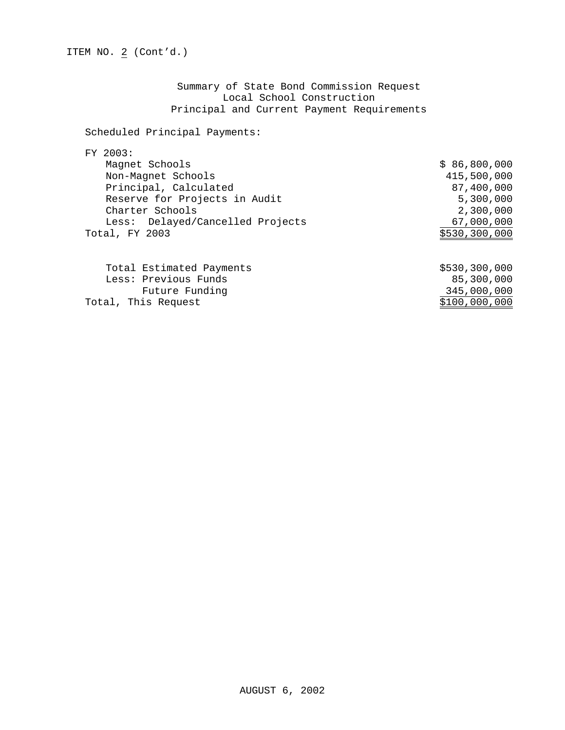ITEM NO. 2 (Cont'd.)

Summary of State Bond Commission Request
Local School Construction
Principal and Current Payment Requirements

Scheduled Principal Payments:

| | |
|---|---|
| FY 2003: | |
| Magnet Schools | $ 86,800,000 |
| Non-Magnet Schools | 415,500,000 |
| Principal, Calculated | 87,400,000 |
| Reserve for Projects in Audit | 5,300,000 |
| Charter Schools | 2,300,000 |
| Less: Delayed/Cancelled Projects | 67,000,000 |
| Total, FY 2003 | $530,300,000 |

| | |
|---|---|
| Total Estimated Payments | $530,300,000 |
| Less: Previous Funds | 85,300,000 |
| Future Funding | 345,000,000 |
| Total, This Request | $100,000,000 |

AUGUST 6, 2002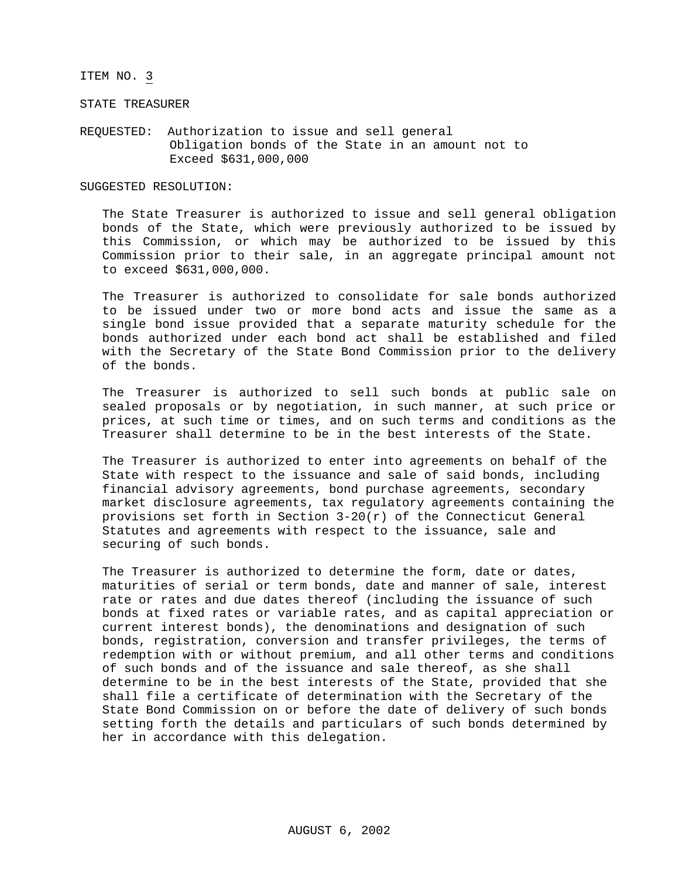ITEM NO. 3

STATE TREASURER

REQUESTED: Authorization to issue and sell general Obligation bonds of the State in an amount not to Exceed $631,000,000

SUGGESTED RESOLUTION:

The State Treasurer is authorized to issue and sell general obligation bonds of the State, which were previously authorized to be issued by this Commission, or which may be authorized to be issued by this Commission prior to their sale, in an aggregate principal amount not to exceed $631,000,000.

The Treasurer is authorized to consolidate for sale bonds authorized to be issued under two or more bond acts and issue the same as a single bond issue provided that a separate maturity schedule for the bonds authorized under each bond act shall be established and filed with the Secretary of the State Bond Commission prior to the delivery of the bonds.

The Treasurer is authorized to sell such bonds at public sale on sealed proposals or by negotiation, in such manner, at such price or prices, at such time or times, and on such terms and conditions as the Treasurer shall determine to be in the best interests of the State.

The Treasurer is authorized to enter into agreements on behalf of the State with respect to the issuance and sale of said bonds, including financial advisory agreements, bond purchase agreements, secondary market disclosure agreements, tax regulatory agreements containing the provisions set forth in Section 3-20(r) of the Connecticut General Statutes and agreements with respect to the issuance, sale and securing of such bonds.

The Treasurer is authorized to determine the form, date or dates, maturities of serial or term bonds, date and manner of sale, interest rate or rates and due dates thereof (including the issuance of such bonds at fixed rates or variable rates, and as capital appreciation or current interest bonds), the denominations and designation of such bonds, registration, conversion and transfer privileges, the terms of redemption with or without premium, and all other terms and conditions of such bonds and of the issuance and sale thereof, as she shall determine to be in the best interests of the State, provided that she shall file a certificate of determination with the Secretary of the State Bond Commission on or before the date of delivery of such bonds setting forth the details and particulars of such bonds determined by her in accordance with this delegation.

AUGUST 6, 2002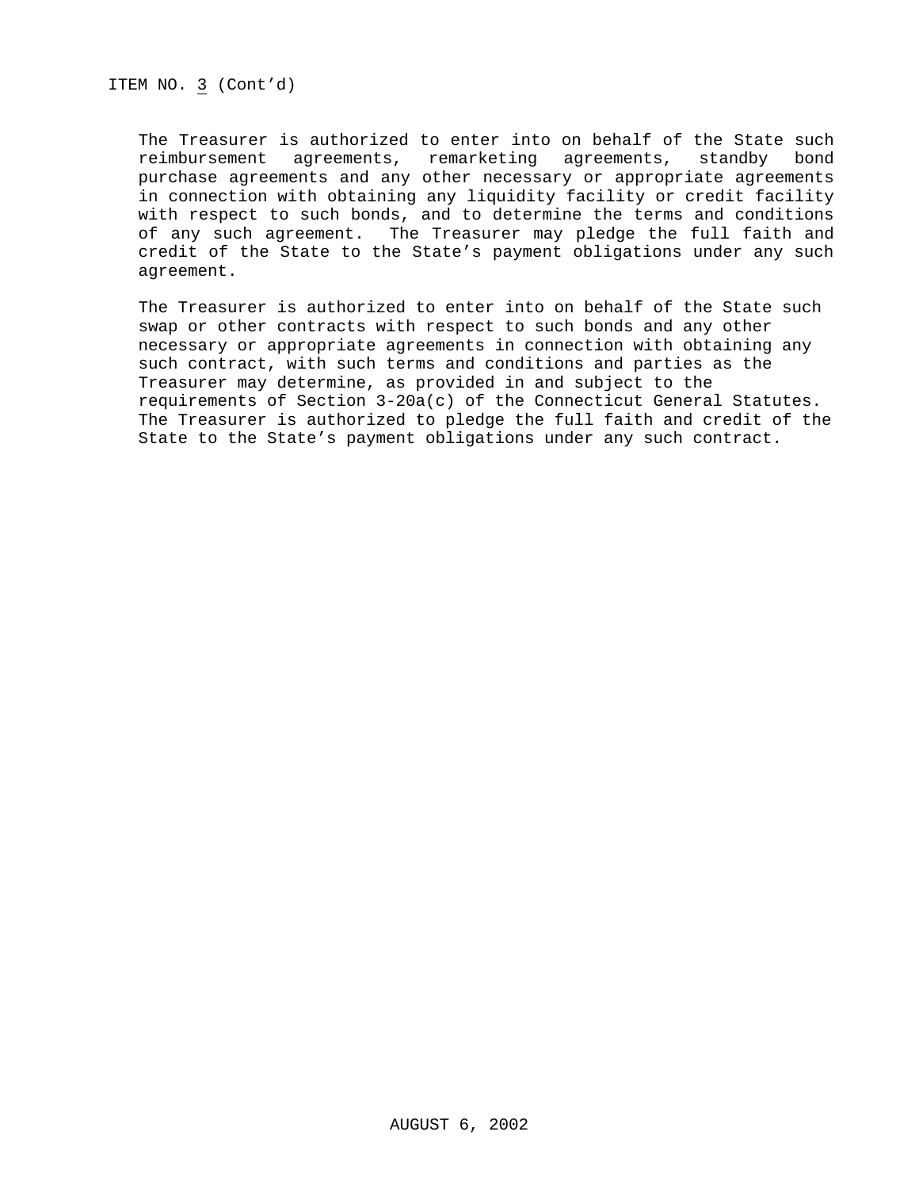ITEM NO. 3 (Cont'd)

The Treasurer is authorized to enter into on behalf of the State such reimbursement agreements, remarketing agreements, standby bond purchase agreements and any other necessary or appropriate agreements in connection with obtaining any liquidity facility or credit facility with respect to such bonds, and to determine the terms and conditions of any such agreement. The Treasurer may pledge the full faith and credit of the State to the State's payment obligations under any such agreement.

The Treasurer is authorized to enter into on behalf of the State such swap or other contracts with respect to such bonds and any other necessary or appropriate agreements in connection with obtaining any such contract, with such terms and conditions and parties as the Treasurer may determine, as provided in and subject to the requirements of Section 3-20a(c) of the Connecticut General Statutes. The Treasurer is authorized to pledge the full faith and credit of the State to the State's payment obligations under any such contract.

AUGUST 6, 2002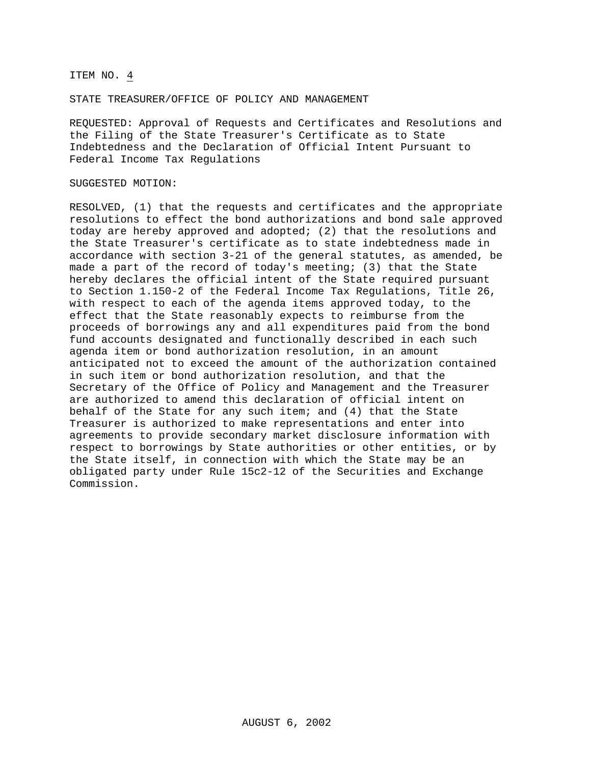ITEM NO. 4

STATE TREASURER/OFFICE OF POLICY AND MANAGEMENT

REQUESTED: Approval of Requests and Certificates and Resolutions and the Filing of the State Treasurer's Certificate as to State Indebtedness and the Declaration of Official Intent Pursuant to Federal Income Tax Regulations

SUGGESTED MOTION:

RESOLVED, (1) that the requests and certificates and the appropriate resolutions to effect the bond authorizations and bond sale approved today are hereby approved and adopted; (2) that the resolutions and the State Treasurer's certificate as to state indebtedness made in accordance with section 3-21 of the general statutes, as amended, be made a part of the record of today's meeting; (3) that the State hereby declares the official intent of the State required pursuant to Section 1.150-2 of the Federal Income Tax Regulations, Title 26, with respect to each of the agenda items approved today, to the effect that the State reasonably expects to reimburse from the proceeds of borrowings any and all expenditures paid from the bond fund accounts designated and functionally described in each such agenda item or bond authorization resolution, in an amount anticipated not to exceed the amount of the authorization contained in such item or bond authorization resolution, and that the Secretary of the Office of Policy and Management and the Treasurer are authorized to amend this declaration of official intent on behalf of the State for any such item; and (4) that the State Treasurer is authorized to make representations and enter into agreements to provide secondary market disclosure information with respect to borrowings by State authorities or other entities, or by the State itself, in connection with which the State may be an obligated party under Rule 15c2-12 of the Securities and Exchange Commission.

AUGUST 6, 2002